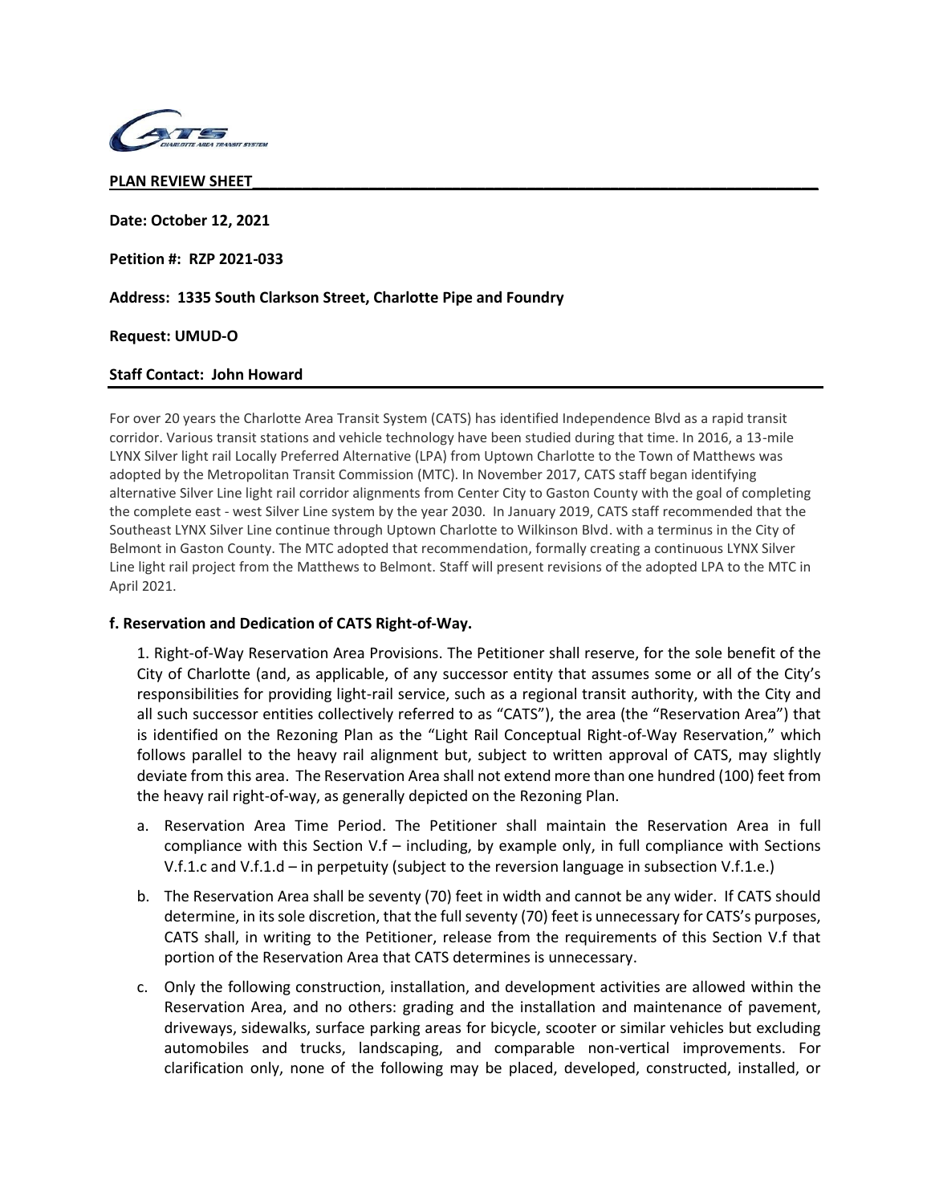**PLAN REVIEW SHEET**

**Date: October 12, 2021**

**Petition #: RZP 2021-033**

**Address: 1335 South Clarkson Street, Charlotte Pipe and Foundry**

**Request: UMUD-O**

**Staff Contact: John Howard**

For over 20 years the Charlotte Area Transit System (CATS) has identified Independence Blvd as a rapid transit corridor. Various transit stations and vehicle technology have been studied during that time. In 2016, a 13-mile LYNX Silver light rail Locally Preferred Alternative (LPA) from Uptown Charlotte to the Town of Matthews was adopted by the Metropolitan Transit Commission (MTC). In November 2017, CATS staff began identifying alternative Silver Line light rail corridor alignments from Center City to Gaston County with the goal of completing the complete east - west Silver Line system by the year 2030. In January 2019, CATS staff recommended that the Southeast LYNX Silver Line continue through Uptown Charlotte to Wilkinson Blvd. with a terminus in the City of Belmont in Gaston County. The MTC adopted that recommendation, formally creating a continuous LYNX Silver Line light rail project from the Matthews to Belmont. Staff will present revisions of the adopted LPA to the MTC in April 2021.

**f. Reservation and Dedication of CATS Right-of-Way.**

1. Right-of-Way Reservation Area Provisions. The Petitioner shall reserve, for the sole benefit of the City of Charlotte (and, as applicable, of any successor entity that assumes some or all of the City's responsibilities for providing light-rail service, such as a regional transit authority, with the City and all such successor entities collectively referred to as "CATS"), the area (the "Reservation Area") that is identified on the Rezoning Plan as the "Light Rail Conceptual Right-of-Way Reservation," which follows parallel to the heavy rail alignment but, subject to written approval of CATS, may slightly deviate from this area. The Reservation Area shall not extend more than one hundred (100) feet from the heavy rail right-of-way, as generally depicted on the Rezoning Plan.

   a. Reservation Area Time Period. The Petitioner shall maintain the Reservation Area in full compliance with this Section V.f – including, by example only, in full compliance with Sections V.f.1.c and V.f.1.d – in perpetuity (subject to the reversion language in subsection V.f.1.e.)

   b. The Reservation Area shall be seventy (70) feet in width and cannot be any wider. If CATS should determine, in its sole discretion, that the full seventy (70) feet is unnecessary for CATS's purposes, CATS shall, in writing to the Petitioner, release from the requirements of this Section V.f that portion of the Reservation Area that CATS determines is unnecessary.

   c. Only the following construction, installation, and development activities are allowed within the Reservation Area, and no others: grading and the installation and maintenance of pavement, driveways, sidewalks, surface parking areas for bicycle, scooter or similar vehicles but excluding automobiles and trucks, landscaping, and comparable non-vertical improvements. For clarification only, none of the following may be placed, developed, constructed, installed, or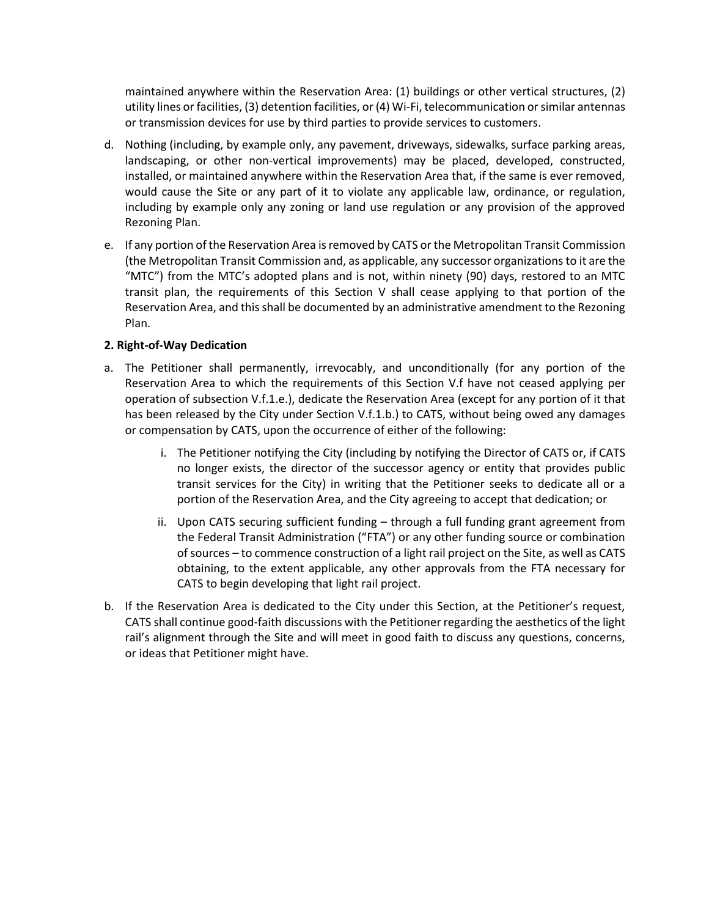maintained anywhere within the Reservation Area: (1) buildings or other vertical structures, (2) utility lines or facilities, (3) detention facilities, or (4) Wi-Fi, telecommunication or similar antennas or transmission devices for use by third parties to provide services to customers.

d. Nothing (including, by example only, any pavement, driveways, sidewalks, surface parking areas, landscaping, or other non-vertical improvements) may be placed, developed, constructed, installed, or maintained anywhere within the Reservation Area that, if the same is ever removed, would cause the Site or any part of it to violate any applicable law, ordinance, or regulation, including by example only any zoning or land use regulation or any provision of the approved Rezoning Plan.

e. If any portion of the Reservation Area is removed by CATS or the Metropolitan Transit Commission (the Metropolitan Transit Commission and, as applicable, any successor organizations to it are the "MTC") from the MTC's adopted plans and is not, within ninety (90) days, restored to an MTC transit plan, the requirements of this Section V shall cease applying to that portion of the Reservation Area, and this shall be documented by an administrative amendment to the Rezoning Plan.

**2. Right-of-Way Dedication**

a. The Petitioner shall permanently, irrevocably, and unconditionally (for any portion of the Reservation Area to which the requirements of this Section V.f have not ceased applying per operation of subsection V.f.1.e.), dedicate the Reservation Area (except for any portion of it that has been released by the City under Section V.f.1.b.) to CATS, without being owed any damages or compensation by CATS, upon the occurrence of either of the following:

   i. The Petitioner notifying the City (including by notifying the Director of CATS or, if CATS no longer exists, the director of the successor agency or entity that provides public transit services for the City) in writing that the Petitioner seeks to dedicate all or a portion of the Reservation Area, and the City agreeing to accept that dedication; or

   ii. Upon CATS securing sufficient funding – through a full funding grant agreement from the Federal Transit Administration ("FTA") or any other funding source or combination of sources – to commence construction of a light rail project on the Site, as well as CATS obtaining, to the extent applicable, any other approvals from the FTA necessary for CATS to begin developing that light rail project.

b. If the Reservation Area is dedicated to the City under this Section, at the Petitioner's request, CATS shall continue good-faith discussions with the Petitioner regarding the aesthetics of the light rail's alignment through the Site and will meet in good faith to discuss any questions, concerns, or ideas that Petitioner might have.